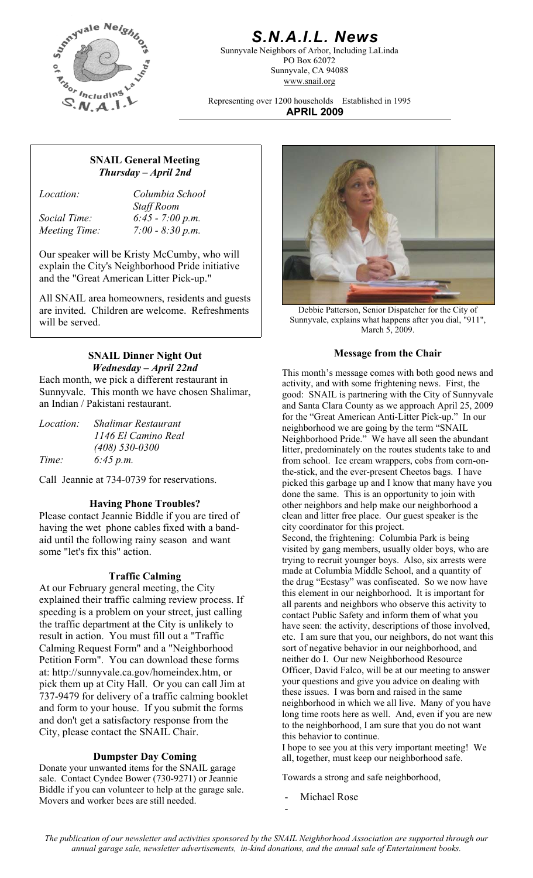# *S.N.A.I.L. News*

Sunnyvale Neighbors of Arbor, Including LaLinda
PO Box 62072
Sunnyvale, CA 94088
www.snail.org

Representing over 1200 households Established in 1995

**APRIL 2009**

## SNAIL General Meeting
### *Thursday – April 2nd*

| | |
|---|---|
| *Location:* | *Columbia School Staff Room* |
| *Social Time:* | *6:45 - 7:00 p.m.* |
| *Meeting Time:* | *7:00 - 8:30 p.m.* |

Our speaker will be Kristy McCumby, who will explain the City's Neighborhood Pride initiative and the "Great American Litter Pick-up."

All SNAIL area homeowners, residents and guests are invited. Children are welcome. Refreshments will be served.

## SNAIL Dinner Night Out
### *Wednesday – April 22nd*

Each month, we pick a different restaurant in Sunnyvale. This month we have chosen Shalimar, an Indian / Pakistani restaurant.

| | |
|---|---|
| *Location:* | *Shalimar Restaurant* |
| | *1146 El Camino Real* |
| | *(408) 530-0300* |
| *Time:* | *6:45 p.m.* |

Call Jeannie at 734-0739 for reservations.

## Having Phone Troubles?

Please contact Jeannie Biddle if you are tired of having the wet phone cables fixed with a band-aid until the following rainy season and want some "let's fix this" action.

## Traffic Calming

At our February general meeting, the City explained their traffic calming review process. If speeding is a problem on your street, just calling the traffic department at the City is unlikely to result in action. You must fill out a "Traffic Calming Request Form" and a "Neighborhood Petition Form". You can download these forms at: http://sunnyvale.ca.gov/homeindex.htm, or pick them up at City Hall. Or you can call Jim at 737-9479 for delivery of a traffic calming booklet and form to your house. If you submit the forms and don't get a satisfactory response from the City, please contact the SNAIL Chair.

## Dumpster Day Coming

Donate your unwanted items for the SNAIL garage sale. Contact Cyndee Bower (730-9271) or Jeannie Biddle if you can volunteer to help at the garage sale. Movers and worker bees are still needed.

Debbie Patterson, Senior Dispatcher for the City of Sunnyvale, explains what happens after you dial, "911", March 5, 2009.

## Message from the Chair

This month's message comes with both good news and activity, and with some frightening news. First, the good: SNAIL is partnering with the City of Sunnyvale and Santa Clara County as we approach April 25, 2009 for the "Great American Anti-Litter Pick-up." In our neighborhood we are going by the term "SNAIL Neighborhood Pride." We have all seen the abundant litter, predominately on the routes students take to and from school. Ice cream wrappers, cobs from corn-on-the-stick, and the ever-present Cheetos bags. I have picked this garbage up and I know that many have you done the same. This is an opportunity to join with other neighbors and help make our neighborhood a clean and litter free place. Our guest speaker is the city coordinator for this project.

Second, the frightening: Columbia Park is being visited by gang members, usually older boys, who are trying to recruit younger boys. Also, six arrests were made at Columbia Middle School, and a quantity of the drug "Ecstasy" was confiscated. So we now have this element in our neighborhood. It is important for all parents and neighbors who observe this activity to contact Public Safety and inform them of what you have seen: the activity, descriptions of those involved, etc. I am sure that you, our neighbors, do not want this sort of negative behavior in our neighborhood, and neither do I. Our new Neighborhood Resource Officer, David Falco, will be at our meeting to answer your questions and give you advice on dealing with these issues. I was born and raised in the same neighborhood in which we all live. Many of you have long time roots here as well. And, even if you are new to the neighborhood, I am sure that you do not want this behavior to continue.

I hope to see you at this very important meeting! We all, together, must keep our neighborhood safe.

Towards a strong and safe neighborhood,

- Michael Rose

*The publication of our newsletter and activities sponsored by the SNAIL Neighborhood Association are supported through our annual garage sale, newsletter advertisements, in-kind donations, and the annual sale of Entertainment books.*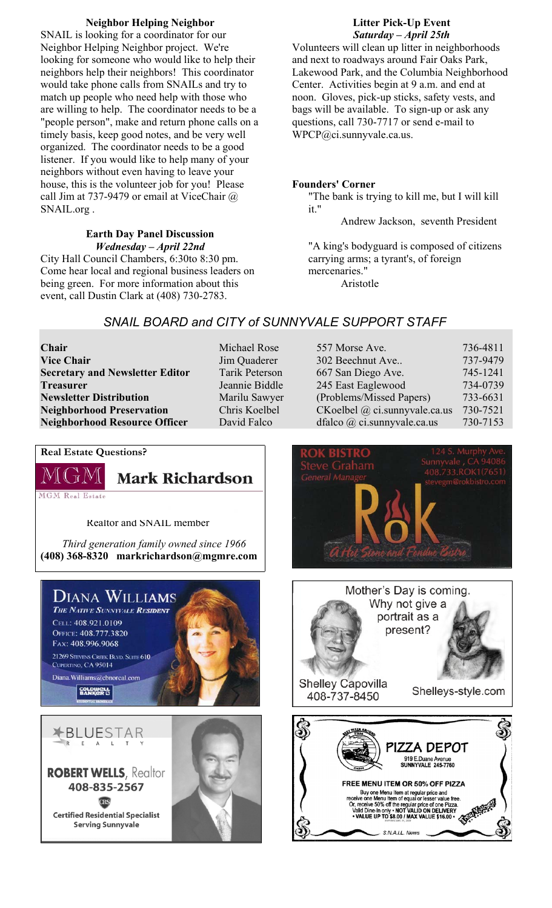### Neighbor Helping Neighbor

SNAIL is looking for a coordinator for our Neighbor Helping Neighbor project. We're looking for someone who would like to help their neighbors help their neighbors! This coordinator would take phone calls from SNAILs and try to match up people who need help with those who are willing to help. The coordinator needs to be a "people person", make and return phone calls on a timely basis, keep good notes, and be very well organized. The coordinator needs to be a good listener. If you would like to help many of your neighbors without even having to leave your house, this is the volunteer job for you! Please call Jim at 737-9479 or email at ViceChair @ SNAIL.org .

### Earth Day Panel Discussion

*Wednesday – April 22nd*

City Hall Council Chambers, 6:30to 8:30 pm. Come hear local and regional business leaders on being green. For more information about this event, call Dustin Clark at (408) 730-2783.

### Litter Pick-Up Event

*Saturday – April 25th*

Volunteers will clean up litter in neighborhoods and next to roadways around Fair Oaks Park, Lakewood Park, and the Columbia Neighborhood Center. Activities begin at 9 a.m. and end at noon. Gloves, pick-up sticks, safety vests, and bags will be available. To sign-up or ask any questions, call 730-7717 or send e-mail to WPCP@ci.sunnyvale.ca.us.

### Founders' Corner

"The bank is trying to kill me, but I will kill it."

Andrew Jackson, seventh President

"A king's bodyguard is composed of citizens carrying arms; a tyrant's, of foreign mercenaries."

Aristotle

## *SNAIL BOARD and CITY of SUNNYVALE SUPPORT STAFF*

| | | | |
|---|---|---|---|
| **Chair** | Michael Rose | 557 Morse Ave. | 736-4811 |
| **Vice Chair** | Jim Quaderer | 302 Beechnut Ave.. | 737-9479 |
| **Secretary and Newsletter Editor** | Tarik Peterson | 667 San Diego Ave. | 745-1241 |
| **Treasurer** | Jeannie Biddle | 245 East Eaglewood | 734-0739 |
| **Newsletter Distribution** | Marilu Sawyer | (Problems/Missed Papers) | 733-6631 |
| **Neighborhood Preservation** | Chris Koelbel | CKoelbel @ ci.sunnyvale.ca.us | 730-7521 |
| **Neighborhood Resource Officer** | David Falco | dfalco @ ci.sunnyvale.ca.us | 730-7153 |

**Real Estate Questions?**

MGM Real Estate — **Mark Richardson**

Realtor and SNAIL member

*Third generation family owned since 1966*

**(408) 368-8320 markrichardson@mgmre.com**

ROK BISTRO — Steve Graham, General Manager — 124 S. Murphy Ave. Sunnyvale, CA 94086 — 408.733.ROK1(7651) — stevegm@rokbistro.com — A Hot Stone and Fondue Bistro

DIANA WILLIAMS — *The Native Sunnyvale Resident*
Cell: 408.921.0109
Office: 408.777.3820
Fax: 408.996.9068
21269 Stevens Creek Blvd. Suite 610, Cupertino, CA 95014
Diana.Williams@cbnorcal.com
Coldwell Banker

Mother's Day is coming. Why not give a portrait as a present?
Shelley Capovilla 408-737-8450 — Shelleys-style.com

BLUESTAR REALTY — **ROBERT WELLS**, Realtor — 408-835-2567 — Certified Residential Specialist, Serving Sunnyvale

PIZZA DEPOT — 919 E.Duane Avenue, SUNNYVALE 245-7760
FREE MENU ITEM OR 50% OFF PIZZA
Buy one Menu Item at regular price and receive one Menu Item of equal or lesser value free. Or, receive 50% off the regular price of one Pizza. Valid Dine-In only • NOT VALID ON DELIVERY • VALUE UP TO $8.00 / MAX VALUE $16.00 •
S.N.A.I.L. News